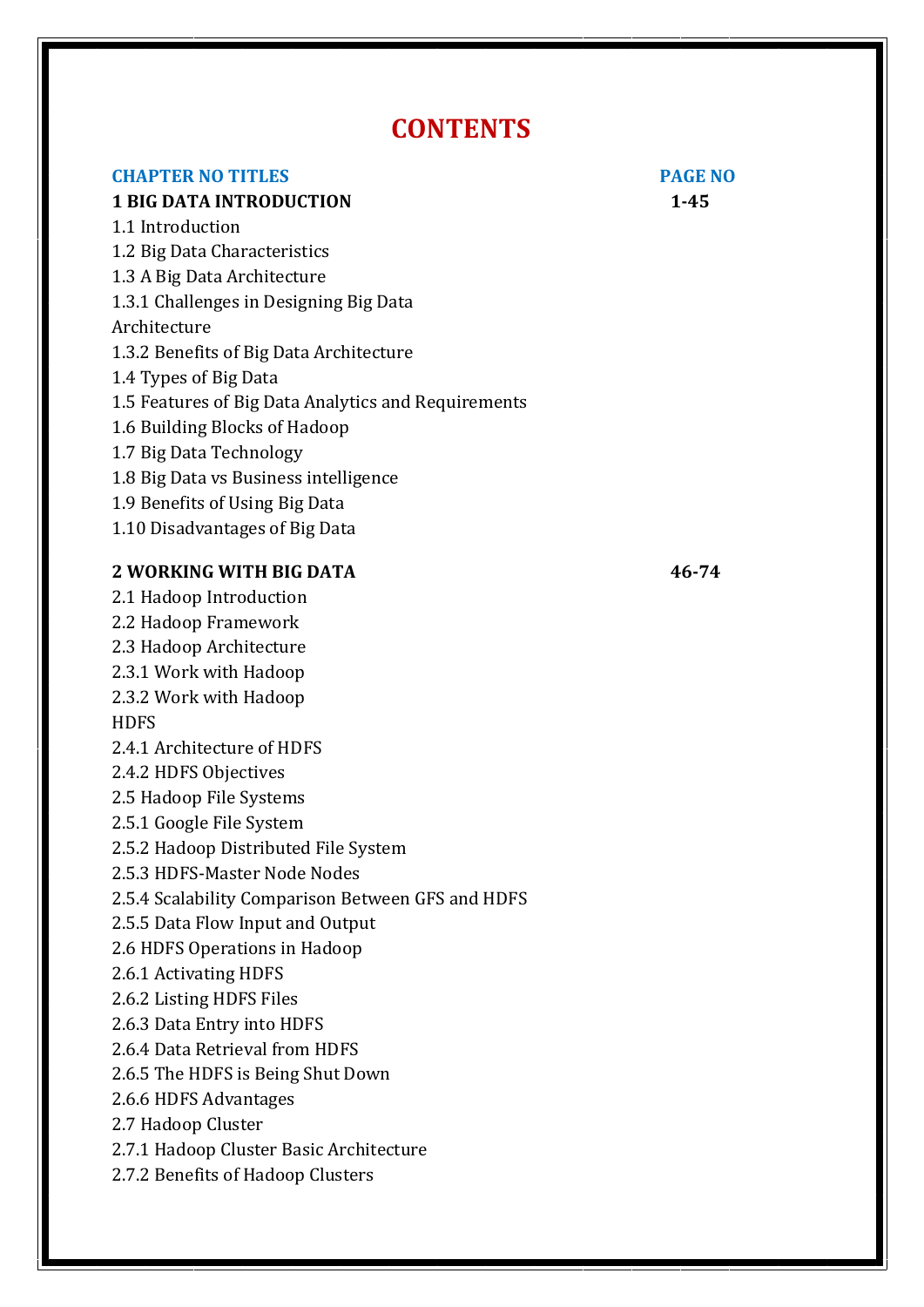# CONTENTS

| CHAPTER NO TITLES | PAGE NO |
|---|---|
| **1 BIG DATA INTRODUCTION** | **1-45** |
| 1.1 Introduction | |
| 1.2 Big Data Characteristics | |
| 1.3 A Big Data Architecture | |
| 1.3.1 Challenges in Designing Big Data Architecture | |
| 1.3.2 Benefits of Big Data Architecture | |
| 1.4 Types of Big Data | |
| 1.5 Features of Big Data Analytics and Requirements | |
| 1.6 Building Blocks of Hadoop | |
| 1.7 Big Data Technology | |
| 1.8 Big Data vs Business intelligence | |
| 1.9 Benefits of Using Big Data | |
| 1.10 Disadvantages of Big Data | |
| **2 WORKING WITH BIG DATA** | **46-74** |
| 2.1 Hadoop Introduction | |
| 2.2 Hadoop Framework | |
| 2.3 Hadoop Architecture | |
| 2.3.1 Work with Hadoop | |
| 2.3.2 Work with Hadoop HDFS | |
| 2.4.1 Architecture of HDFS | |
| 2.4.2 HDFS Objectives | |
| 2.5 Hadoop File Systems | |
| 2.5.1 Google File System | |
| 2.5.2 Hadoop Distributed File System | |
| 2.5.3 HDFS-Master Node Nodes | |
| 2.5.4 Scalability Comparison Between GFS and HDFS | |
| 2.5.5 Data Flow Input and Output | |
| 2.6 HDFS Operations in Hadoop | |
| 2.6.1 Activating HDFS | |
| 2.6.2 Listing HDFS Files | |
| 2.6.3 Data Entry into HDFS | |
| 2.6.4 Data Retrieval from HDFS | |
| 2.6.5 The HDFS is Being Shut Down | |
| 2.6.6 HDFS Advantages | |
| 2.7 Hadoop Cluster | |
| 2.7.1 Hadoop Cluster Basic Architecture | |
| 2.7.2 Benefits of Hadoop Clusters | |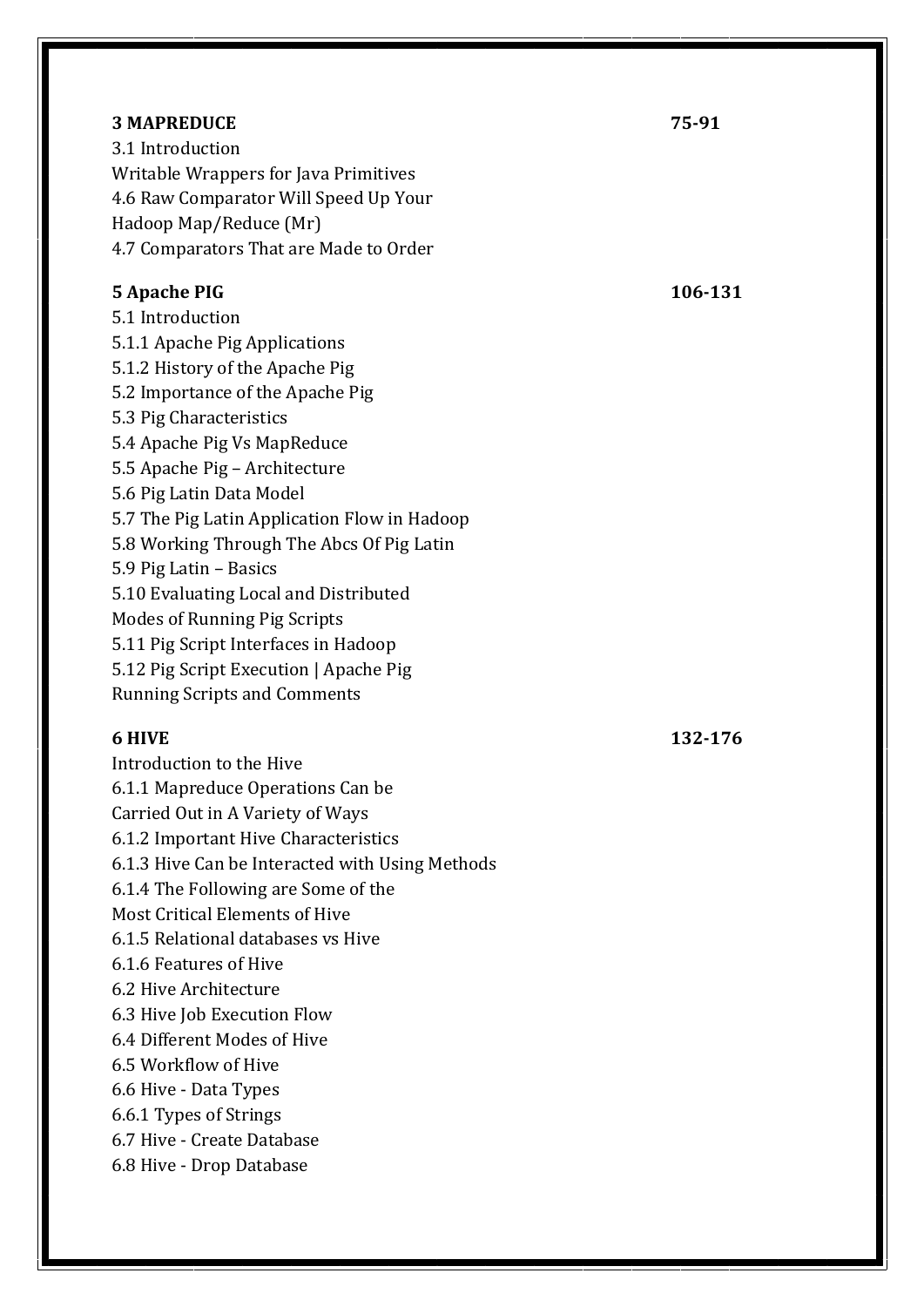**3 MAPREDUCE** **75-91**

3.1 Introduction
Writable Wrappers for Java Primitives
4.6 Raw Comparator Will Speed Up Your
Hadoop Map/Reduce (Mr)
4.7 Comparators That are Made to Order

**5 Apache PIG** **106-131**

5.1 Introduction
5.1.1 Apache Pig Applications
5.1.2 History of the Apache Pig
5.2 Importance of the Apache Pig
5.3 Pig Characteristics
5.4 Apache Pig Vs MapReduce
5.5 Apache Pig – Architecture
5.6 Pig Latin Data Model
5.7 The Pig Latin Application Flow in Hadoop
5.8 Working Through The Abcs Of Pig Latin
5.9 Pig Latin – Basics
5.10 Evaluating Local and Distributed
Modes of Running Pig Scripts
5.11 Pig Script Interfaces in Hadoop
5.12 Pig Script Execution | Apache Pig
Running Scripts and Comments

**6 HIVE** **132-176**

Introduction to the Hive
6.1.1 Mapreduce Operations Can be
Carried Out in A Variety of Ways
6.1.2 Important Hive Characteristics
6.1.3 Hive Can be Interacted with Using Methods
6.1.4 The Following are Some of the
Most Critical Elements of Hive
6.1.5 Relational databases vs Hive
6.1.6 Features of Hive
6.2 Hive Architecture
6.3 Hive Job Execution Flow
6.4 Different Modes of Hive
6.5 Workflow of Hive
6.6 Hive - Data Types
6.6.1 Types of Strings
6.7 Hive - Create Database
6.8 Hive - Drop Database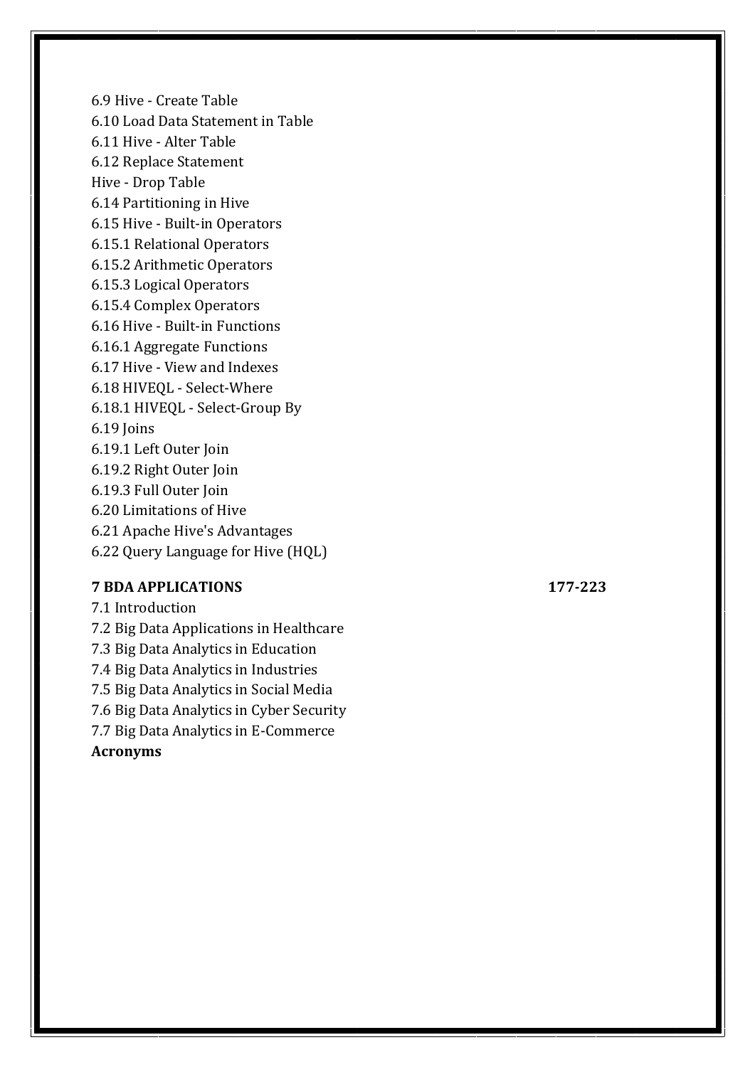6.9 Hive - Create Table
6.10 Load Data Statement in Table
6.11 Hive - Alter Table
6.12 Replace Statement
Hive - Drop Table
6.14 Partitioning in Hive
6.15 Hive - Built-in Operators
6.15.1 Relational Operators
6.15.2 Arithmetic Operators
6.15.3 Logical Operators
6.15.4 Complex Operators
6.16 Hive - Built-in Functions
6.16.1 Aggregate Functions
6.17 Hive - View and Indexes
6.18 HIVEQL - Select-Where
6.18.1 HIVEQL - Select-Group By
6.19 Joins
6.19.1 Left Outer Join
6.19.2 Right Outer Join
6.19.3 Full Outer Join
6.20 Limitations of Hive
6.21 Apache Hive's Advantages
6.22 Query Language for Hive (HQL)

**7 BDA APPLICATIONS** **177-223**

7.1 Introduction
7.2 Big Data Applications in Healthcare
7.3 Big Data Analytics in Education
7.4 Big Data Analytics in Industries
7.5 Big Data Analytics in Social Media
7.6 Big Data Analytics in Cyber Security
7.7 Big Data Analytics in E-Commerce

**Acronyms**